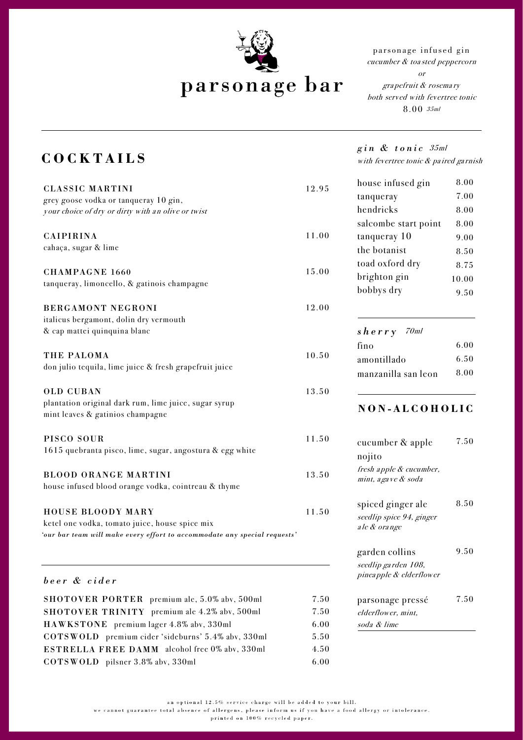# parsonage bar

parsonage infused gin
*cucumber & toasted peppercorn*
*or*
*grapefruit & rosemary*
*both served with fevertree tonic*
8.00 *35ml*

## COCKTAILS

**CLASSIC MARTINI** 12.95
grey goose vodka or tanqueray 10 gin,
*your choice of dry or dirty with an olive or twist*

**CAIPIRINA** 11.00
cahaça, sugar & lime

**CHAMPAGNE 1660** 15.00
tanqueray, limoncello, & gatinois champagne

**BERGAMONT NEGRONI** 12.00
italicus bergamont, dolin dry vermouth
& cap mattei quinquina blanc

**THE PALOMA** 10.50
don julio tequila, lime juice & fresh grapefruit juice

**OLD CUBAN** 13.50
plantation original dark rum, lime juice, sugar syrup
mint leaves & gatinios champagne

**PISCO SOUR** 11.50
1615 quebranta pisco, lime, sugar, angostura & egg white

**BLOOD ORANGE MARTINI** 13.50
house infused blood orange vodka, cointreau & thyme

**HOUSE BLOODY MARY** 11.50
ketel one vodka, tomato juice, house spice mix

*'our bar team will make every effort to accommodate any special requests'*

### *beer & cider*

| | |
|---|---|
| **SHOTOVER PORTER** premium ale, 5.0% abv, 500ml | 7.50 |
| **SHOTOVER TRINITY** premium ale 4.2% abv, 500ml | 7.50 |
| **HAWKSTONE** premium lager 4.8% abv, 330ml | 6.00 |
| **COTSWOLD** premium cider 'sideburns' 5.4% abv, 330ml | 5.50 |
| **ESTRELLA FREE DAMM** alcohol free 0% abv, 330ml | 4.50 |
| **COTSWOLD** pilsner 3.8% abv, 330ml | 6.00 |

### *gin & tonic* *35ml*

*with fevertree tonic & paired garnish*

| | |
|---|---|
| house infused gin | 8.00 |
| tanqueray | 7.00 |
| hendricks | 8.00 |
| salcombe start point | 8.00 |
| tanqueray 10 | 9.00 |
| the botanist | 8.50 |
| toad oxford dry | 8.75 |
| brighton gin | 10.00 |
| bobbys dry | 9.50 |

### *sherry* *70ml*

| | |
|---|---|
| fino | 6.00 |
| amontillado | 6.50 |
| manzanilla san leon | 8.00 |

## NON-ALCOHOLIC

cucumber & apple nojito 7.50
*fresh apple & cucumber, mint, agave & soda*

spiced ginger ale 8.50
*seedlip spice 94, ginger ale & orange*

garden collins 9.50
*seedlip garden 108, pineapple & elderflower*

parsonage pressé 7.50
*elderflower, mint, soda & lime*

an optional 12.5% service charge will be added to your bill.
we cannot guarantee total absence of allergens, please inform us if you have a food allergy or intolerance.
printed on 100% recycled paper.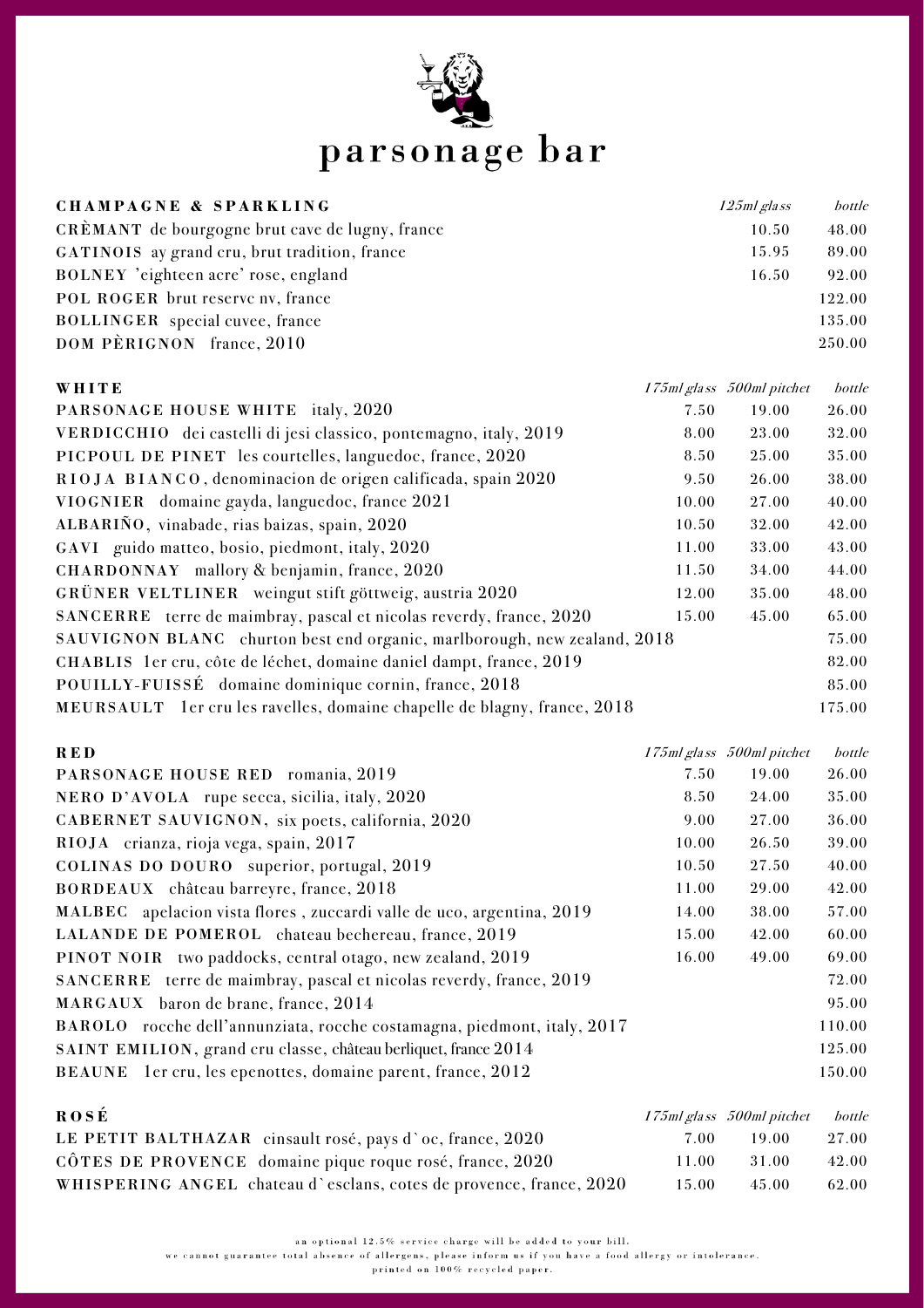# parsonage bar

| CHAMPAGNE & SPARKLING | *125ml glass* | *bottle* |
|---|---|---|
| **CRÈMANT** de bourgogne brut cave de lugny, france | 10.50 | 48.00 |
| **GATINOIS** ay grand cru, brut tradition, france | 15.95 | 89.00 |
| **BOLNEY** 'eighteen acre' rose, england | 16.50 | 92.00 |
| **POL ROGER** brut reserve nv, france | | 122.00 |
| **BOLLINGER** special cuvee, france | | 135.00 |
| **DOM PÈRIGNON** france, 2010 | | 250.00 |

| WHITE | *175ml glass* | *500ml pitcher* | *bottle* |
|---|---|---|---|
| **PARSONAGE HOUSE WHITE** italy, 2020 | 7.50 | 19.00 | 26.00 |
| **VERDICCHIO** dei castelli di jesi classico, pontemagno, italy, 2019 | 8.00 | 23.00 | 32.00 |
| **PICPOUL DE PINET** les courtelles, languedoc, france, 2020 | 8.50 | 25.00 | 35.00 |
| **RIOJA BIANCO**, denominacion de origen calificada, spain 2020 | 9.50 | 26.00 | 38.00 |
| **VIOGNIER** domaine gayda, languedoc, france 2021 | 10.00 | 27.00 | 40.00 |
| **ALBARIÑO**, vinabade, rias baizas, spain, 2020 | 10.50 | 32.00 | 42.00 |
| **GAVI** guido matteo, bosio, piedmont, italy, 2020 | 11.00 | 33.00 | 43.00 |
| **CHARDONNAY** mallory & benjamin, france, 2020 | 11.50 | 34.00 | 44.00 |
| **GRÜNER VELTLINER** weingut stift göttweig, austria 2020 | 12.00 | 35.00 | 48.00 |
| **SANCERRE** terre de maimbray, pascal et nicolas reverdy, france, 2020 | 15.00 | 45.00 | 65.00 |
| **SAUVIGNON BLANC** churton best end organic, marlborough, new zealand, 2018 | | | 75.00 |
| **CHABLIS** 1er cru, côte de léchet, domaine daniel dampt, france, 2019 | | | 82.00 |
| **POUILLY-FUISSÉ** domaine dominique cornin, france, 2018 | | | 85.00 |
| **MEURSAULT** 1er cru les ravelles, domaine chapelle de blagny, france, 2018 | | | 175.00 |

| RED | *175ml glass* | *500ml pitcher* | *bottle* |
|---|---|---|---|
| **PARSONAGE HOUSE RED** romania, 2019 | 7.50 | 19.00 | 26.00 |
| **NERO D'AVOLA** rupe secca, sicilia, italy, 2020 | 8.50 | 24.00 | 35.00 |
| **CABERNET SAUVIGNON**, six poets, california, 2020 | 9.00 | 27.00 | 36.00 |
| **RIOJA** crianza, rioja vega, spain, 2017 | 10.00 | 26.50 | 39.00 |
| **COLINAS DO DOURO** superior, portugal, 2019 | 10.50 | 27.50 | 40.00 |
| **BORDEAUX** château barreyre, france, 2018 | 11.00 | 29.00 | 42.00 |
| **MALBEC** apelacion vista flores , zuccardi valle de uco, argentina, 2019 | 14.00 | 38.00 | 57.00 |
| **LALANDE DE POMEROL** chateau bechereau, france, 2019 | 15.00 | 42.00 | 60.00 |
| **PINOT NOIR** two paddocks, central otago, new zealand, 2019 | 16.00 | 49.00 | 69.00 |
| **SANCERRE** terre de maimbray, pascal et nicolas reverdy, france, 2019 | | | 72.00 |
| **MARGAUX** baron de brane, france, 2014 | | | 95.00 |
| **BAROLO** rocche dell'annunziata, rocche costamagna, piedmont, italy, 2017 | | | 110.00 |
| **SAINT EMILION**, grand cru classe, château berliquet, france 2014 | | | 125.00 |
| **BEAUNE** 1er cru, les epenottes, domaine parent, france, 2012 | | | 150.00 |

| ROSÉ | *175ml glass* | *500ml pitcher* | *bottle* |
|---|---|---|---|
| **LE PETIT BALTHAZAR** cinsault rosé, pays d`oc, france, 2020 | 7.00 | 19.00 | 27.00 |
| **CÔTES DE PROVENCE** domaine pique roque rosé, france, 2020 | 11.00 | 31.00 | 42.00 |
| **WHISPERING ANGEL** chateau d`esclans, cotes de provence, france, 2020 | 15.00 | 45.00 | 62.00 |

an optional 12.5% service charge will be added to your bill.
we cannot guarantee total absence of allergens, please inform us if you have a food allergy or intolerance.
printed on 100% recycled paper.